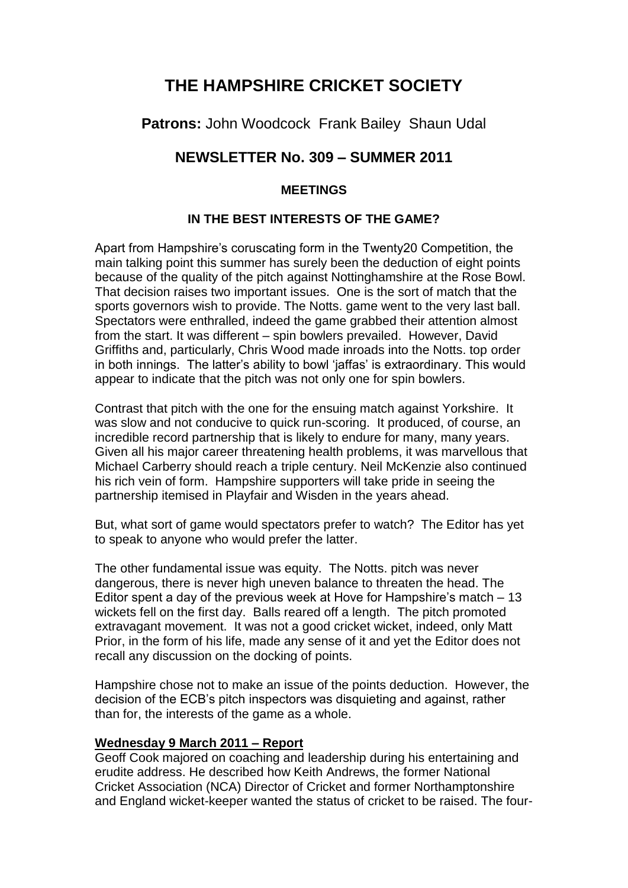# THE HAMPSHIRE CRICKET SOCIETY

**Patrons:** John Woodcock Frank Bailey Shaun Udal

## NEWSLETTER No. 309 – SUMMER 2011

### MEETINGS

### IN THE BEST INTERESTS OF THE GAME?

Apart from Hampshire's coruscating form in the Twenty20 Competition, the main talking point this summer has surely been the deduction of eight points because of the quality of the pitch against Nottinghamshire at the Rose Bowl. That decision raises two important issues. One is the sort of match that the sports governors wish to provide. The Notts. game went to the very last ball. Spectators were enthralled, indeed the game grabbed their attention almost from the start. It was different – spin bowlers prevailed. However, David Griffiths and, particularly, Chris Wood made inroads into the Notts. top order in both innings. The latter's ability to bowl 'jaffas' is extraordinary. This would appear to indicate that the pitch was not only one for spin bowlers.

Contrast that pitch with the one for the ensuing match against Yorkshire. It was slow and not conducive to quick run-scoring. It produced, of course, an incredible record partnership that is likely to endure for many, many years. Given all his major career threatening health problems, it was marvellous that Michael Carberry should reach a triple century. Neil McKenzie also continued his rich vein of form. Hampshire supporters will take pride in seeing the partnership itemised in Playfair and Wisden in the years ahead.

But, what sort of game would spectators prefer to watch? The Editor has yet to speak to anyone who would prefer the latter.

The other fundamental issue was equity. The Notts. pitch was never dangerous, there is never high uneven balance to threaten the head. The Editor spent a day of the previous week at Hove for Hampshire's match – 13 wickets fell on the first day. Balls reared off a length. The pitch promoted extravagant movement. It was not a good cricket wicket, indeed, only Matt Prior, in the form of his life, made any sense of it and yet the Editor does not recall any discussion on the docking of points.

Hampshire chose not to make an issue of the points deduction. However, the decision of the ECB's pitch inspectors was disquieting and against, rather than for, the interests of the game as a whole.

**Wednesday 9 March 2011 – Report**

Geoff Cook majored on coaching and leadership during his entertaining and erudite address. He described how Keith Andrews, the former National Cricket Association (NCA) Director of Cricket and former Northamptonshire and England wicket-keeper wanted the status of cricket to be raised. The four-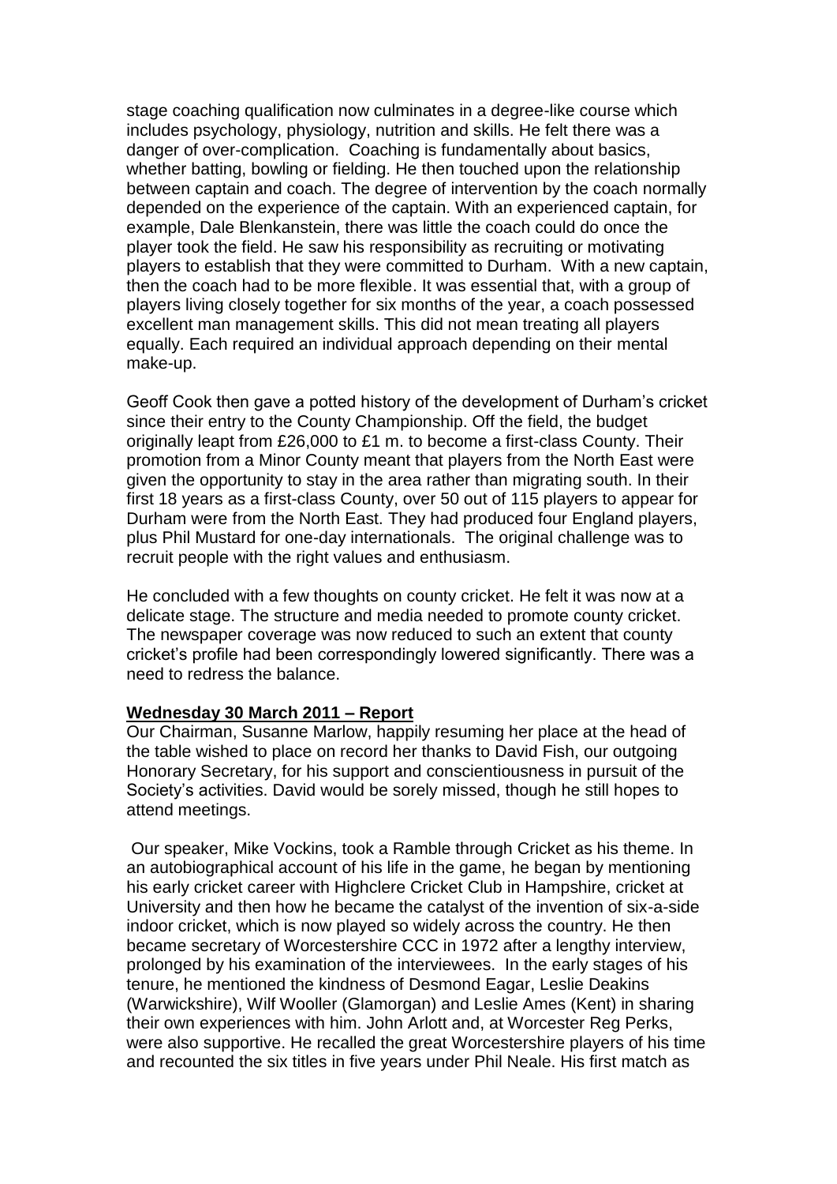stage coaching qualification now culminates in a degree-like course which includes psychology, physiology, nutrition and skills. He felt there was a danger of over-complication. Coaching is fundamentally about basics, whether batting, bowling or fielding. He then touched upon the relationship between captain and coach. The degree of intervention by the coach normally depended on the experience of the captain. With an experienced captain, for example, Dale Blenkanstein, there was little the coach could do once the player took the field. He saw his responsibility as recruiting or motivating players to establish that they were committed to Durham. With a new captain, then the coach had to be more flexible. It was essential that, with a group of players living closely together for six months of the year, a coach possessed excellent man management skills. This did not mean treating all players equally. Each required an individual approach depending on their mental make-up.

Geoff Cook then gave a potted history of the development of Durham's cricket since their entry to the County Championship. Off the field, the budget originally leapt from £26,000 to £1 m. to become a first-class County. Their promotion from a Minor County meant that players from the North East were given the opportunity to stay in the area rather than migrating south. In their first 18 years as a first-class County, over 50 out of 115 players to appear for Durham were from the North East. They had produced four England players, plus Phil Mustard for one-day internationals. The original challenge was to recruit people with the right values and enthusiasm.

He concluded with a few thoughts on county cricket. He felt it was now at a delicate stage. The structure and media needed to promote county cricket. The newspaper coverage was now reduced to such an extent that county cricket's profile had been correspondingly lowered significantly. There was a need to redress the balance.

**Wednesday 30 March 2011 – Report**

Our Chairman, Susanne Marlow, happily resuming her place at the head of the table wished to place on record her thanks to David Fish, our outgoing Honorary Secretary, for his support and conscientiousness in pursuit of the Society's activities. David would be sorely missed, though he still hopes to attend meetings.

Our speaker, Mike Vockins, took a Ramble through Cricket as his theme. In an autobiographical account of his life in the game, he began by mentioning his early cricket career with Highclere Cricket Club in Hampshire, cricket at University and then how he became the catalyst of the invention of six-a-side indoor cricket, which is now played so widely across the country. He then became secretary of Worcestershire CCC in 1972 after a lengthy interview, prolonged by his examination of the interviewees. In the early stages of his tenure, he mentioned the kindness of Desmond Eagar, Leslie Deakins (Warwickshire), Wilf Wooller (Glamorgan) and Leslie Ames (Kent) in sharing their own experiences with him. John Arlott and, at Worcester Reg Perks, were also supportive. He recalled the great Worcestershire players of his time and recounted the six titles in five years under Phil Neale. His first match as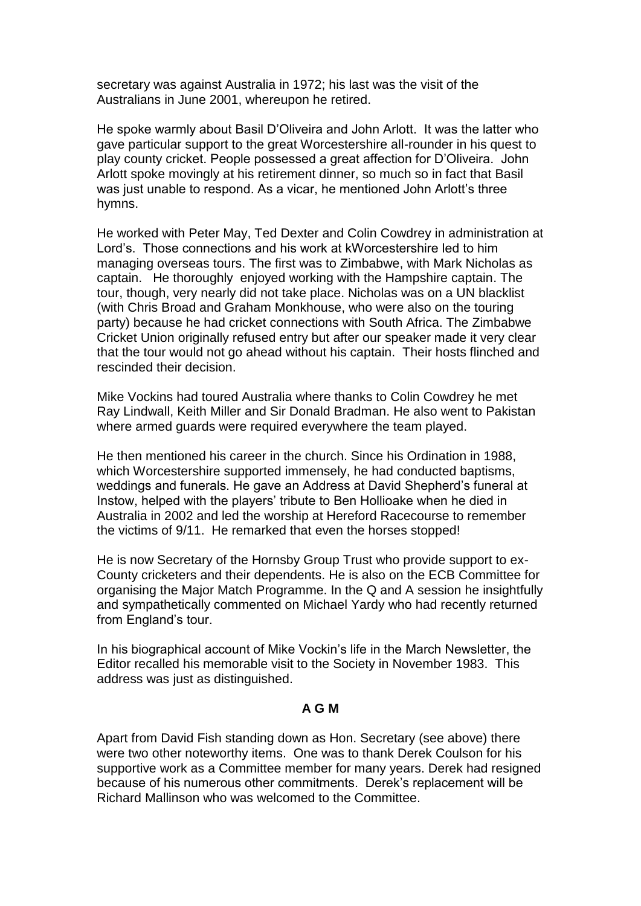secretary was against Australia in 1972; his last was the visit of the Australians in June 2001, whereupon he retired.

He spoke warmly about Basil D'Oliveira and John Arlott. It was the latter who gave particular support to the great Worcestershire all-rounder in his quest to play county cricket. People possessed a great affection for D'Oliveira. John Arlott spoke movingly at his retirement dinner, so much so in fact that Basil was just unable to respond. As a vicar, he mentioned John Arlott's three hymns.

He worked with Peter May, Ted Dexter and Colin Cowdrey in administration at Lord's. Those connections and his work at kWorcestershire led to him managing overseas tours. The first was to Zimbabwe, with Mark Nicholas as captain. He thoroughly enjoyed working with the Hampshire captain. The tour, though, very nearly did not take place. Nicholas was on a UN blacklist (with Chris Broad and Graham Monkhouse, who were also on the touring party) because he had cricket connections with South Africa. The Zimbabwe Cricket Union originally refused entry but after our speaker made it very clear that the tour would not go ahead without his captain. Their hosts flinched and rescinded their decision.

Mike Vockins had toured Australia where thanks to Colin Cowdrey he met Ray Lindwall, Keith Miller and Sir Donald Bradman. He also went to Pakistan where armed guards were required everywhere the team played.

He then mentioned his career in the church. Since his Ordination in 1988, which Worcestershire supported immensely, he had conducted baptisms, weddings and funerals. He gave an Address at David Shepherd's funeral at Instow, helped with the players' tribute to Ben Hollioake when he died in Australia in 2002 and led the worship at Hereford Racecourse to remember the victims of 9/11. He remarked that even the horses stopped!

He is now Secretary of the Hornsby Group Trust who provide support to ex-County cricketers and their dependents. He is also on the ECB Committee for organising the Major Match Programme. In the Q and A session he insightfully and sympathetically commented on Michael Yardy who had recently returned from England's tour.

In his biographical account of Mike Vockin's life in the March Newsletter, the Editor recalled his memorable visit to the Society in November 1983. This address was just as distinguished.

## A G M

Apart from David Fish standing down as Hon. Secretary (see above) there were two other noteworthy items. One was to thank Derek Coulson for his supportive work as a Committee member for many years. Derek had resigned because of his numerous other commitments. Derek's replacement will be Richard Mallinson who was welcomed to the Committee.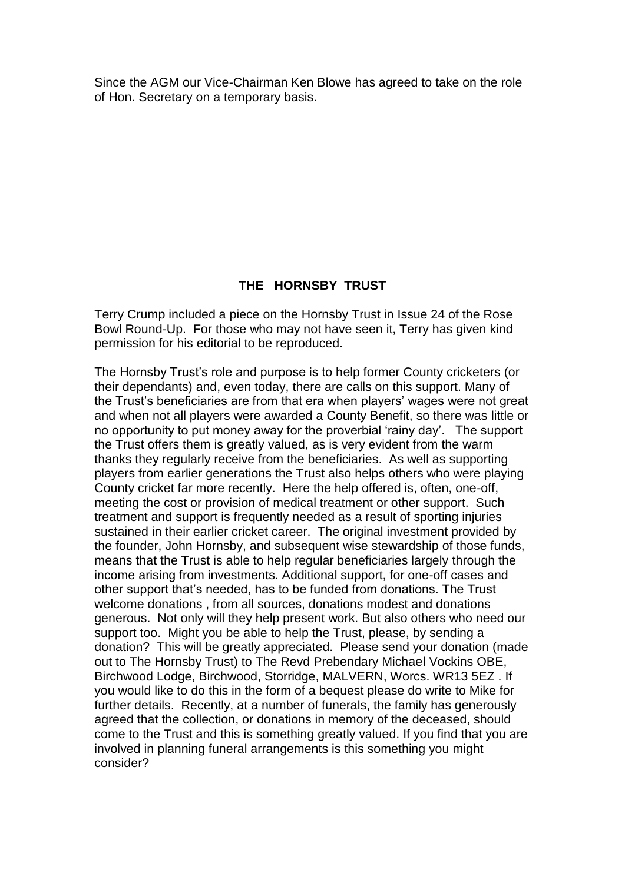Since the AGM our Vice-Chairman Ken Blowe has agreed to take on the role of Hon. Secretary on a temporary basis.

## THE HORNSBY TRUST

Terry Crump included a piece on the Hornsby Trust in Issue 24 of the Rose Bowl Round-Up. For those who may not have seen it, Terry has given kind permission for his editorial to be reproduced.

The Hornsby Trust's role and purpose is to help former County cricketers (or their dependants) and, even today, there are calls on this support. Many of the Trust's beneficiaries are from that era when players' wages were not great and when not all players were awarded a County Benefit, so there was little or no opportunity to put money away for the proverbial 'rainy day'. The support the Trust offers them is greatly valued, as is very evident from the warm thanks they regularly receive from the beneficiaries. As well as supporting players from earlier generations the Trust also helps others who were playing County cricket far more recently. Here the help offered is, often, one-off, meeting the cost or provision of medical treatment or other support. Such treatment and support is frequently needed as a result of sporting injuries sustained in their earlier cricket career. The original investment provided by the founder, John Hornsby, and subsequent wise stewardship of those funds, means that the Trust is able to help regular beneficiaries largely through the income arising from investments. Additional support, for one-off cases and other support that's needed, has to be funded from donations. The Trust welcome donations , from all sources, donations modest and donations generous. Not only will they help present work. But also others who need our support too. Might you be able to help the Trust, please, by sending a donation? This will be greatly appreciated. Please send your donation (made out to The Hornsby Trust) to The Revd Prebendary Michael Vockins OBE, Birchwood Lodge, Birchwood, Storridge, MALVERN, Worcs. WR13 5EZ . If you would like to do this in the form of a bequest please do write to Mike for further details. Recently, at a number of funerals, the family has generously agreed that the collection, or donations in memory of the deceased, should come to the Trust and this is something greatly valued. If you find that you are involved in planning funeral arrangements is this something you might consider?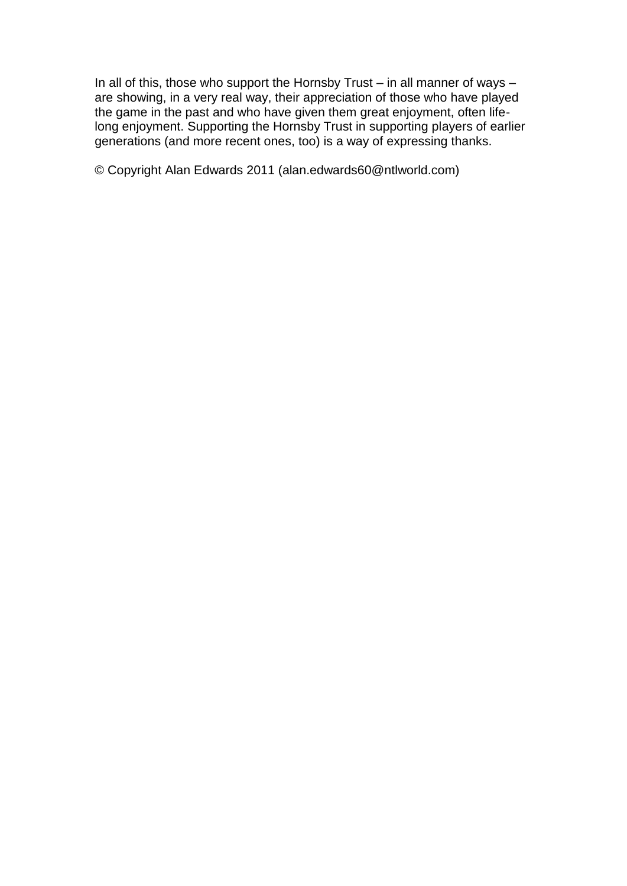In all of this, those who support the Hornsby Trust – in all manner of ways – are showing, in a very real way, their appreciation of those who have played the game in the past and who have given them great enjoyment, often life-long enjoyment. Supporting the Hornsby Trust in supporting players of earlier generations (and more recent ones, too) is a way of expressing thanks.

© Copyright Alan Edwards 2011 (alan.edwards60@ntlworld.com)